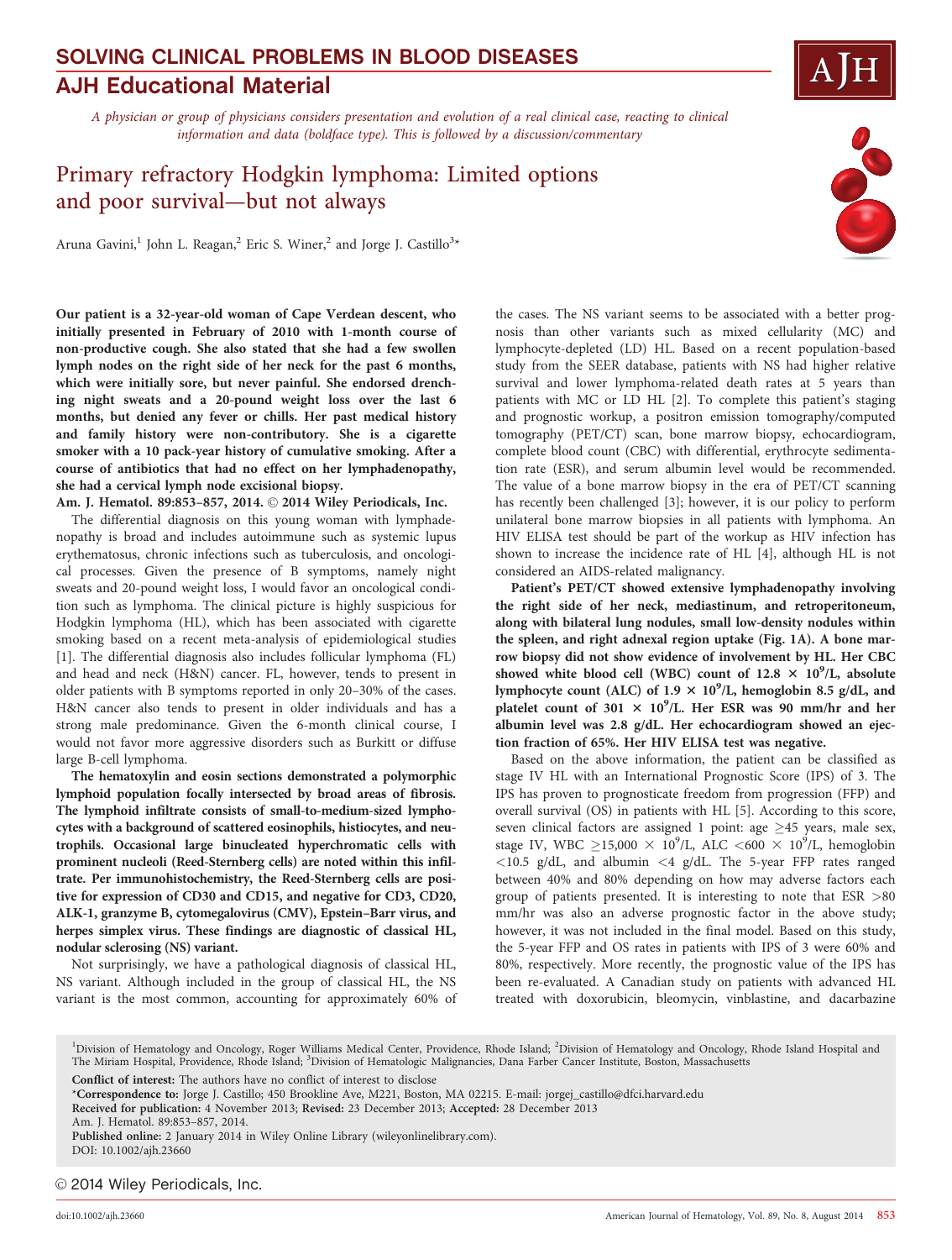SOLVING CLINICAL PROBLEMS IN BLOOD DISEASES

AJH Educational Material

*A physician or group of physicians considers presentation and evolution of a real clinical case, reacting to clinical information and data (boldface type). This is followed by a discussion/commentary*

# Primary refractory Hodgkin lymphoma: Limited options and poor survival—but not always

Aruna Gavini,[1] John L. Reagan,[2] Eric S. Winer,[2] and Jorge J. Castillo[3]*

**Our patient is a 32-year-old woman of Cape Verdean descent, who initially presented in February of 2010 with 1-month course of non-productive cough. She also stated that she had a few swollen lymph nodes on the right side of her neck for the past 6 months, which were initially sore, but never painful. She endorsed drenching night sweats and a 20-pound weight loss over the last 6 months, but denied any fever or chills. Her past medical history and family history were non-contributory. She is a cigarette smoker with a 10 pack-year history of cumulative smoking. After a course of antibiotics that had no effect on her lymphadenopathy, she had a cervical lymph node excisional biopsy.**

**Am. J. Hematol. 89:853–857, 2014.** © **2014 Wiley Periodicals, Inc.**

The differential diagnosis on this young woman with lymphadenopathy is broad and includes autoimmune such as systemic lupus erythematosus, chronic infections such as tuberculosis, and oncological processes. Given the presence of B symptoms, namely night sweats and 20-pound weight loss, I would favor an oncological condition such as lymphoma. The clinical picture is highly suspicious for Hodgkin lymphoma (HL), which has been associated with cigarette smoking based on a recent meta-analysis of epidemiological studies [1]. The differential diagnosis also includes follicular lymphoma (FL) and head and neck (H&N) cancer. FL, however, tends to present in older patients with B symptoms reported in only 20–30% of the cases. H&N cancer also tends to present in older individuals and has a strong male predominance. Given the 6-month clinical course, I would not favor more aggressive disorders such as Burkitt or diffuse large B-cell lymphoma.

**The hematoxylin and eosin sections demonstrated a polymorphic lymphoid population focally intersected by broad areas of fibrosis. The lymphoid infiltrate consists of small-to-medium-sized lymphocytes with a background of scattered eosinophils, histiocytes, and neutrophils. Occasional large binucleated hyperchromatic cells with prominent nucleoli (Reed-Sternberg cells) are noted within this infiltrate. Per immunohistochemistry, the Reed-Sternberg cells are positive for expression of CD30 and CD15, and negative for CD3, CD20, ALK-1, granzyme B, cytomegalovirus (CMV), Epstein–Barr virus, and herpes simplex virus. These findings are diagnostic of classical HL, nodular sclerosing (NS) variant.**

Not surprisingly, we have a pathological diagnosis of classical HL, NS variant. Although included in the group of classical HL, the NS variant is the most common, accounting for approximately 60% of the cases. The NS variant seems to be associated with a better prognosis than other variants such as mixed cellularity (MC) and lymphocyte-depleted (LD) HL. Based on a recent population-based study from the SEER database, patients with NS had higher relative survival and lower lymphoma-related death rates at 5 years than patients with MC or LD HL [2]. To complete this patient's staging and prognostic workup, a positron emission tomography/computed tomography (PET/CT) scan, bone marrow biopsy, echocardiogram, complete blood count (CBC) with differential, erythrocyte sedimentation rate (ESR), and serum albumin level would be recommended. The value of a bone marrow biopsy in the era of PET/CT scanning has recently been challenged [3]; however, it is our policy to perform unilateral bone marrow biopsies in all patients with lymphoma. An HIV ELISA test should be part of the workup as HIV infection has shown to increase the incidence rate of HL [4], although HL is not considered an AIDS-related malignancy.

**Patient's PET/CT showed extensive lymphadenopathy involving the right side of her neck, mediastinum, and retroperitoneum, along with bilateral lung nodules, small low-density nodules within the spleen, and right adnexal region uptake (Fig. 1A). A bone marrow biopsy did not show evidence of involvement by HL. Her CBC showed white blood cell (WBC) count of 12.8 × $10^9$/L, absolute lymphocyte count (ALC) of 1.9 × $10^9$/L, hemoglobin 8.5 g/dL, and platelet count of 301 × $10^9$/L. Her ESR was 90 mm/hr and her albumin level was 2.8 g/dL. Her echocardiogram showed an ejection fraction of 65%. Her HIV ELISA test was negative.**

Based on the above information, the patient can be classified as stage IV HL with an International Prognostic Score (IPS) of 3. The IPS has proven to prognosticate freedom from progression (FFP) and overall survival (OS) in patients with HL [5]. According to this score, seven clinical factors are assigned 1 point: age ≥45 years, male sex, stage IV, WBC ≥15,000 × $10^9$/L, ALC <600 × $10^9$/L, hemoglobin <10.5 g/dL, and albumin <4 g/dL. The 5-year FFP rates ranged between 40% and 80% depending on how may adverse factors each group of patients presented. It is interesting to note that ESR >80 mm/hr was also an adverse prognostic factor in the above study; however, it was not included in the final model. Based on this study, the 5-year FFP and OS rates in patients with IPS of 3 were 60% and 80%, respectively. More recently, the prognostic value of the IPS has been re-evaluated. A Canadian study on patients with advanced HL treated with doxorubicin, bleomycin, vinblastine, and dacarbazine

---

[1]Division of Hematology and Oncology, Roger Williams Medical Center, Providence, Rhode Island; [2]Division of Hematology and Oncology, Rhode Island Hospital and The Miriam Hospital, Providence, Rhode Island; [3]Division of Hematologic Malignancies, Dana Farber Cancer Institute, Boston, Massachusetts

**Conflict of interest:** The authors have no conflict of interest to disclose

*Correspondence to: Jorge J. Castillo; 450 Brookline Ave, M221, Boston, MA 02215. E-mail: jorgej_castillo@dfci.harvard.edu

**Received for publication:** 4 November 2013; **Revised:** 23 December 2013; **Accepted:** 28 December 2013

Am. J. Hematol. 89:853–857, 2014.

**Published online:** 2 January 2014 in Wiley Online Library (wileyonlinelibrary.com).

DOI: 10.1002/ajh.23660

© 2014 Wiley Periodicals, Inc.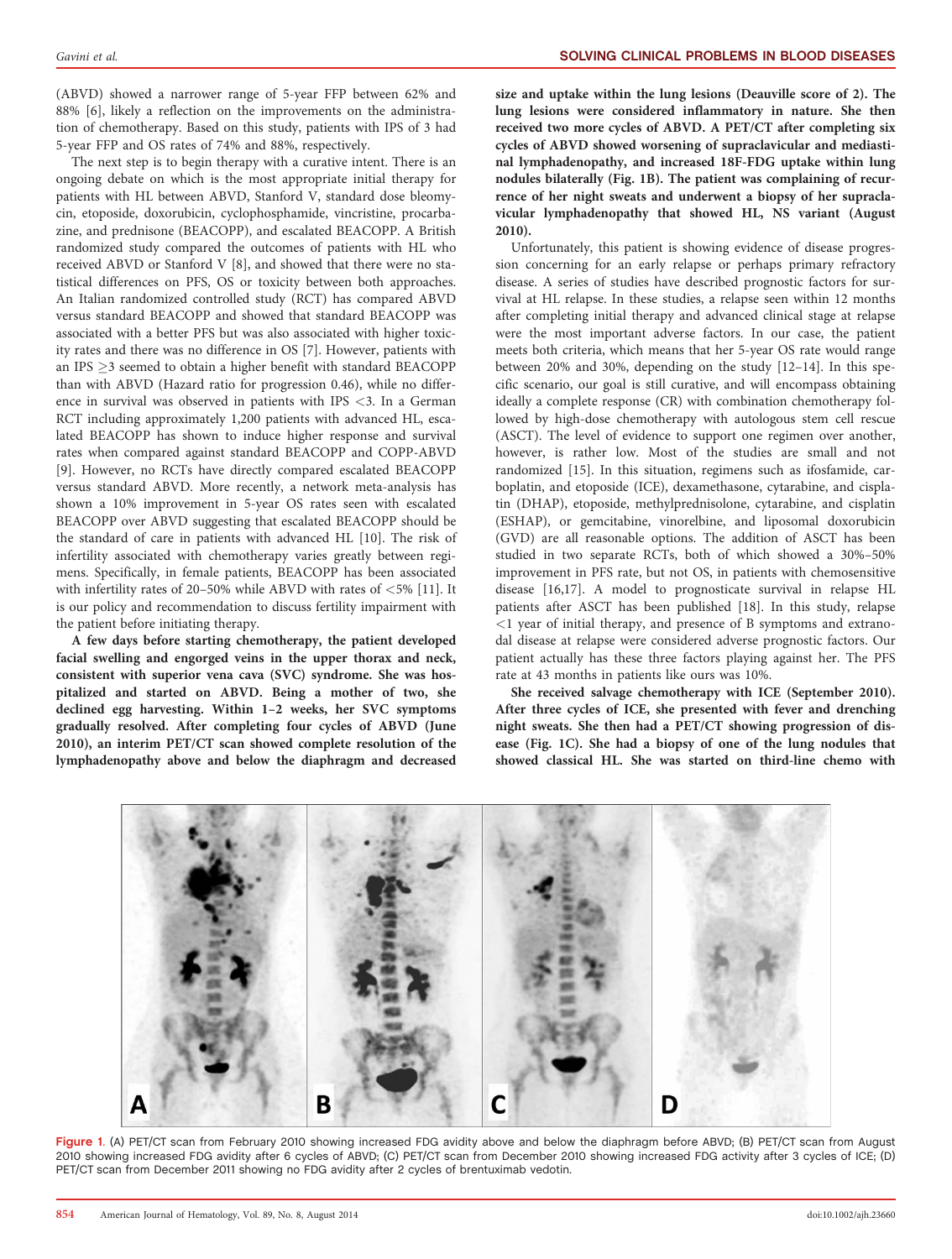(ABVD) showed a narrower range of 5-year FFP between 62% and 88% [6], likely a reflection on the improvements on the administration of chemotherapy. Based on this study, patients with IPS of 3 had 5-year FFP and OS rates of 74% and 88%, respectively.

The next step is to begin therapy with a curative intent. There is an ongoing debate on which is the most appropriate initial therapy for patients with HL between ABVD, Stanford V, standard dose bleomycin, etoposide, doxorubicin, cyclophosphamide, vincristine, procarbazine, and prednisone (BEACOPP), and escalated BEACOPP. A British randomized study compared the outcomes of patients with HL who received ABVD or Stanford V [8], and showed that there were no statistical differences on PFS, OS or toxicity between both approaches. An Italian randomized controlled study (RCT) has compared ABVD versus standard BEACOPP and showed that standard BEACOPP was associated with a better PFS but was also associated with higher toxicity rates and there was no difference in OS [7]. However, patients with an IPS ≥3 seemed to obtain a higher benefit with standard BEACOPP than with ABVD (Hazard ratio for progression 0.46), while no difference in survival was observed in patients with IPS <3. In a German RCT including approximately 1,200 patients with advanced HL, escalated BEACOPP has shown to induce higher response and survival rates when compared against standard BEACOPP and COPP-ABVD [9]. However, no RCTs have directly compared escalated BEACOPP versus standard ABVD. More recently, a network meta-analysis has shown a 10% improvement in 5-year OS rates seen with escalated BEACOPP over ABVD suggesting that escalated BEACOPP should be the standard of care in patients with advanced HL [10]. The risk of infertility associated with chemotherapy varies greatly between regimens. Specifically, in female patients, BEACOPP has been associated with infertility rates of 20–50% while ABVD with rates of <5% [11]. It is our policy and recommendation to discuss fertility impairment with the patient before initiating therapy.

**A few days before starting chemotherapy, the patient developed facial swelling and engorged veins in the upper thorax and neck, consistent with superior vena cava (SVC) syndrome. She was hospitalized and started on ABVD. Being a mother of two, she declined egg harvesting. Within 1–2 weeks, her SVC symptoms gradually resolved. After completing four cycles of ABVD (June 2010), an interim PET/CT scan showed complete resolution of the lymphadenopathy above and below the diaphragm and decreased size and uptake within the lung lesions (Deauville score of 2). The lung lesions were considered inflammatory in nature. She then received two more cycles of ABVD. A PET/CT after completing six cycles of ABVD showed worsening of supraclavicular and mediastinal lymphadenopathy, and increased 18F-FDG uptake within lung nodules bilaterally (Fig. 1B). The patient was complaining of recurrence of her night sweats and underwent a biopsy of her supraclavicular lymphadenopathy that showed HL, NS variant (August 2010).**

Unfortunately, this patient is showing evidence of disease progression concerning for an early relapse or perhaps primary refractory disease. A series of studies have described prognostic factors for survival at HL relapse. In these studies, a relapse seen within 12 months after completing initial therapy and advanced clinical stage at relapse were the most important adverse factors. In our case, the patient meets both criteria, which means that her 5-year OS rate would range between 20% and 30%, depending on the study [12–14]. In this specific scenario, our goal is still curative, and will encompass obtaining ideally a complete response (CR) with combination chemotherapy followed by high-dose chemotherapy with autologous stem cell rescue (ASCT). The level of evidence to support one regimen over another, however, is rather low. Most of the studies are small and not randomized [15]. In this situation, regimens such as ifosfamide, carboplatin, and etoposide (ICE), dexamethasone, cytarabine, and cisplatin (DHAP), etoposide, methylprednisolone, cytarabine, and cisplatin (ESHAP), or gemcitabine, vinorelbine, and liposomal doxorubicin (GVD) are all reasonable options. The addition of ASCT has been studied in two separate RCTs, both of which showed a 30%–50% improvement in PFS rate, but not OS, in patients with chemosensitive disease [16,17]. A model to prognosticate survival in relapse HL patients after ASCT has been published [18]. In this study, relapse <1 year of initial therapy, and presence of B symptoms and extranodal disease at relapse were considered adverse prognostic factors. Our patient actually has these three factors playing against her. The PFS rate at 43 months in patients like ours was 10%.

**She received salvage chemotherapy with ICE (September 2010). After three cycles of ICE, she presented with fever and drenching night sweats. She then had a PET/CT showing progression of disease (Fig. 1C). She had a biopsy of one of the lung nodules that showed classical HL. She was started on third-line chemo with**

Figure 1. (A) PET/CT scan from February 2010 showing increased FDG avidity above and below the diaphragm before ABVD; (B) PET/CT scan from August 2010 showing increased FDG avidity after 6 cycles of ABVD; (C) PET/CT scan from December 2010 showing increased FDG activity after 3 cycles of ICE; (D) PET/CT scan from December 2011 showing no FDG avidity after 2 cycles of brentuximab vedotin.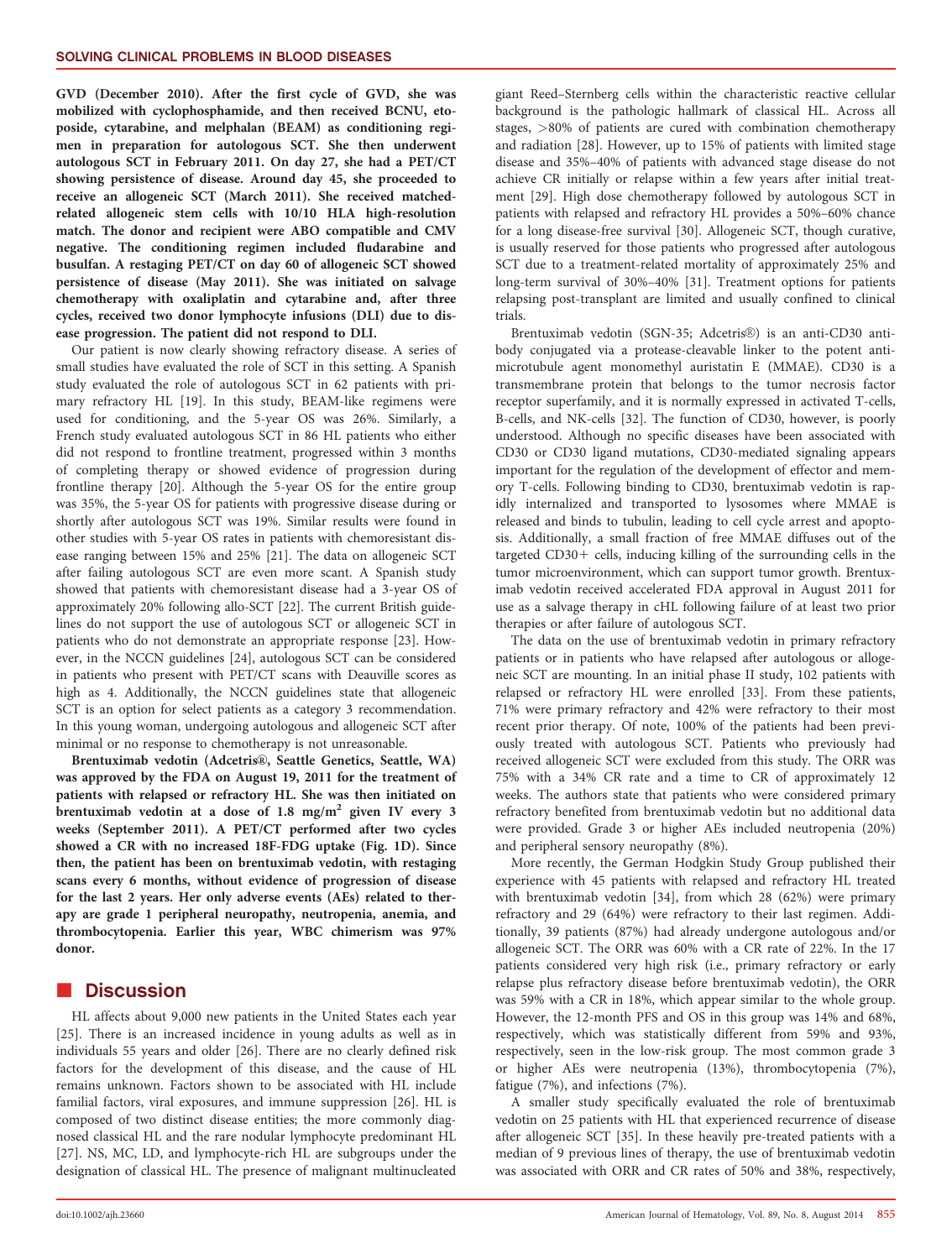**GVD (December 2010). After the first cycle of GVD, she was mobilized with cyclophosphamide, and then received BCNU, etoposide, cytarabine, and melphalan (BEAM) as conditioning regimen in preparation for autologous SCT. She then underwent autologous SCT in February 2011. On day 27, she had a PET/CT showing persistence of disease. Around day 45, she proceeded to receive an allogeneic SCT (March 2011). She received matched-related allogeneic stem cells with 10/10 HLA high-resolution match. The donor and recipient were ABO compatible and CMV negative. The conditioning regimen included fludarabine and busulfan. A restaging PET/CT on day 60 of allogeneic SCT showed persistence of disease (May 2011). She was initiated on salvage chemotherapy with oxaliplatin and cytarabine and, after three cycles, received two donor lymphocyte infusions (DLI) due to disease progression. The patient did not respond to DLI.**

Our patient is now clearly showing refractory disease. A series of small studies have evaluated the role of SCT in this setting. A Spanish study evaluated the role of autologous SCT in 62 patients with primary refractory HL [19]. In this study, BEAM-like regimens were used for conditioning, and the 5-year OS was 26%. Similarly, a French study evaluated autologous SCT in 86 HL patients who either did not respond to frontline treatment, progressed within 3 months of completing therapy or showed evidence of progression during frontline therapy [20]. Although the 5-year OS for the entire group was 35%, the 5-year OS for patients with progressive disease during or shortly after autologous SCT was 19%. Similar results were found in other studies with 5-year OS rates in patients with chemoresistant disease ranging between 15% and 25% [21]. The data on allogeneic SCT after failing autologous SCT are even more scant. A Spanish study showed that patients with chemoresistant disease had a 3-year OS of approximately 20% following allo-SCT [22]. The current British guidelines do not support the use of autologous SCT or allogeneic SCT in patients who do not demonstrate an appropriate response [23]. However, in the NCCN guidelines [24], autologous SCT can be considered in patients who present with PET/CT scans with Deauville scores as high as 4. Additionally, the NCCN guidelines state that allogeneic SCT is an option for select patients as a category 3 recommendation. In this young woman, undergoing autologous and allogeneic SCT after minimal or no response to chemotherapy is not unreasonable.

**Brentuximab vedotin (Adcetris®, Seattle Genetics, Seattle, WA) was approved by the FDA on August 19, 2011 for the treatment of patients with relapsed or refractory HL. She was then initiated on brentuximab vedotin at a dose of 1.8 mg/m$^2$ given IV every 3 weeks (September 2011). A PET/CT performed after two cycles showed a CR with no increased 18F-FDG uptake (Fig. 1D). Since then, the patient has been on brentuximab vedotin, with restaging scans every 6 months, without evidence of progression of disease for the last 2 years. Her only adverse events (AEs) related to therapy are grade 1 peripheral neuropathy, neutropenia, anemia, and thrombocytopenia. Earlier this year, WBC chimerism was 97% donor.**

## Discussion

HL affects about 9,000 new patients in the United States each year [25]. There is an increased incidence in young adults as well as in individuals 55 years and older [26]. There are no clearly defined risk factors for the development of this disease, and the cause of HL remains unknown. Factors shown to be associated with HL include familial factors, viral exposures, and immune suppression [26]. HL is composed of two distinct disease entities; the more commonly diagnosed classical HL and the rare nodular lymphocyte predominant HL [27]. NS, MC, LD, and lymphocyte-rich HL are subgroups under the designation of classical HL. The presence of malignant multinucleated giant Reed–Sternberg cells within the characteristic reactive cellular background is the pathologic hallmark of classical HL. Across all stages, >80% of patients are cured with combination chemotherapy and radiation [28]. However, up to 15% of patients with limited stage disease and 35%–40% of patients with advanced stage disease do not achieve CR initially or relapse within a few years after initial treatment [29]. High dose chemotherapy followed by autologous SCT in patients with relapsed and refractory HL provides a 50%–60% chance for a long disease-free survival [30]. Allogeneic SCT, though curative, is usually reserved for those patients who progressed after autologous SCT due to a treatment-related mortality of approximately 25% and long-term survival of 30%–40% [31]. Treatment options for patients relapsing post-transplant are limited and usually confined to clinical trials.

Brentuximab vedotin (SGN-35; Adcetris®) is an anti-CD30 antibody conjugated via a protease-cleavable linker to the potent anti-microtubule agent monomethyl auristatin E (MMAE). CD30 is a transmembrane protein that belongs to the tumor necrosis factor receptor superfamily, and it is normally expressed in activated T-cells, B-cells, and NK-cells [32]. The function of CD30, however, is poorly understood. Although no specific diseases have been associated with CD30 or CD30 ligand mutations, CD30-mediated signaling appears important for the regulation of the development of effector and memory T-cells. Following binding to CD30, brentuximab vedotin is rapidly internalized and transported to lysosomes where MMAE is released and binds to tubulin, leading to cell cycle arrest and apoptosis. Additionally, a small fraction of free MMAE diffuses out of the targeted CD30+ cells, inducing killing of the surrounding cells in the tumor microenvironment, which can support tumor growth. Brentuximab vedotin received accelerated FDA approval in August 2011 for use as a salvage therapy in cHL following failure of at least two prior therapies or after failure of autologous SCT.

The data on the use of brentuximab vedotin in primary refractory patients or in patients who have relapsed after autologous or allogeneic SCT are mounting. In an initial phase II study, 102 patients with relapsed or refractory HL were enrolled [33]. From these patients, 71% were primary refractory and 42% were refractory to their most recent prior therapy. Of note, 100% of the patients had been previously treated with autologous SCT. Patients who previously had received allogeneic SCT were excluded from this study. The ORR was 75% with a 34% CR rate and a time to CR of approximately 12 weeks. The authors state that patients who were considered primary refractory benefited from brentuximab vedotin but no additional data were provided. Grade 3 or higher AEs included neutropenia (20%) and peripheral sensory neuropathy (8%).

More recently, the German Hodgkin Study Group published their experience with 45 patients with relapsed and refractory HL treated with brentuximab vedotin [34], from which 28 (62%) were primary refractory and 29 (64%) were refractory to their last regimen. Additionally, 39 patients (87%) had already undergone autologous and/or allogeneic SCT. The ORR was 60% with a CR rate of 22%. In the 17 patients considered very high risk (i.e., primary refractory or early relapse plus refractory disease before brentuximab vedotin), the ORR was 59% with a CR in 18%, which appear similar to the whole group. However, the 12-month PFS and OS in this group was 14% and 68%, respectively, which was statistically different from 59% and 93%, respectively, seen in the low-risk group. The most common grade 3 or higher AEs were neutropenia (13%), thrombocytopenia (7%), fatigue (7%), and infections (7%).

A smaller study specifically evaluated the role of brentuximab vedotin on 25 patients with HL that experienced recurrence of disease after allogeneic SCT [35]. In these heavily pre-treated patients with a median of 9 previous lines of therapy, the use of brentuximab vedotin was associated with ORR and CR rates of 50% and 38%, respectively,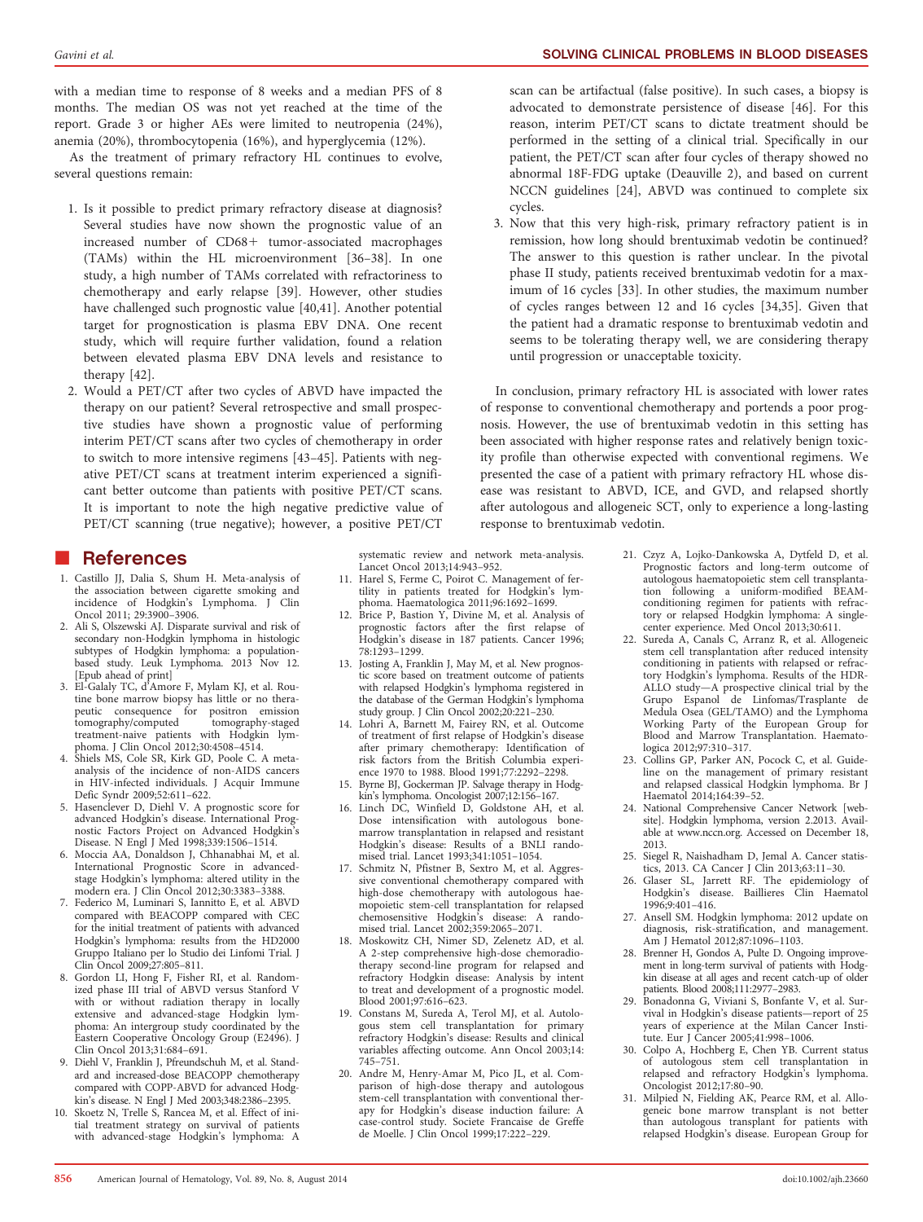with a median time to response of 8 weeks and a median PFS of 8 months. The median OS was not yet reached at the time of the report. Grade 3 or higher AEs were limited to neutropenia (24%), anemia (20%), thrombocytopenia (16%), and hyperglycemia (12%).

As the treatment of primary refractory HL continues to evolve, several questions remain:

1. Is it possible to predict primary refractory disease at diagnosis? Several studies have now shown the prognostic value of an increased number of CD68+ tumor-associated macrophages (TAMs) within the HL microenvironment [36–38]. In one study, a high number of TAMs correlated with refractoriness to chemotherapy and early relapse [39]. However, other studies have challenged such prognostic value [40,41]. Another potential target for prognostication is plasma EBV DNA. One recent study, which will require further validation, found a relation between elevated plasma EBV DNA levels and resistance to therapy [42].
2. Would a PET/CT after two cycles of ABVD have impacted the therapy on our patient? Several retrospective and small prospective studies have shown a prognostic value of performing interim PET/CT scans after two cycles of chemotherapy in order to switch to more intensive regimens [43–45]. Patients with negative PET/CT scans at treatment interim experienced a significant better outcome than patients with positive PET/CT scans. It is important to note the high negative predictive value of PET/CT scanning (true negative); however, a positive PET/CT scan can be artifactual (false positive). In such cases, a biopsy is advocated to demonstrate persistence of disease [46]. For this reason, interim PET/CT scans to dictate treatment should be performed in the setting of a clinical trial. Specifically in our patient, the PET/CT scan after four cycles of therapy showed no abnormal 18F-FDG uptake (Deauville 2), and based on current NCCN guidelines [24], ABVD was continued to complete six cycles.
3. Now that this very high-risk, primary refractory patient is in remission, how long should brentuximab vedotin be continued? The answer to this question is rather unclear. In the pivotal phase II study, patients received brentuximab vedotin for a maximum of 16 cycles [33]. In other studies, the maximum number of cycles ranges between 12 and 16 cycles [34,35]. Given that the patient had a dramatic response to brentuximab vedotin and seems to be tolerating therapy well, we are considering therapy until progression or unacceptable toxicity.

In conclusion, primary refractory HL is associated with lower rates of response to conventional chemotherapy and portends a poor prognosis. However, the use of brentuximab vedotin in this setting has been associated with higher response rates and relatively benign toxicity profile than otherwise expected with conventional regimens. We presented the case of a patient with primary refractory HL whose disease was resistant to ABVD, ICE, and GVD, and relapsed shortly after autologous and allogeneic SCT, only to experience a long-lasting response to brentuximab vedotin.

## References

1. Castillo JJ, Dalia S, Shum H. Meta-analysis of the association between cigarette smoking and incidence of Hodgkin's Lymphoma. J Clin Oncol 2011; 29:3900–3906.
2. Ali S, Olszewski AJ. Disparate survival and risk of secondary non-Hodgkin lymphoma in histologic subtypes of Hodgkin lymphoma: a population-based study. Leuk Lymphoma. 2013 Nov 12. [Epub ahead of print]
3. El-Galaly TC, d'Amore F, Mylam KJ, et al. Routine bone marrow biopsy has little or no therapeutic consequence for positron emission tomography/computed tomography-staged treatment-naive patients with Hodgkin lymphoma. J Clin Oncol 2012;30:4508–4514.
4. Shiels MS, Cole SR, Kirk GD, Poole C. A meta-analysis of the incidence of non-AIDS cancers in HIV-infected individuals. J Acquir Immune Defic Syndr 2009;52:611–622.
5. Hasenclever D, Diehl V. A prognostic score for advanced Hodgkin's disease. International Prognostic Factors Project on Advanced Hodgkin's Disease. N Engl J Med 1998;339:1506–1514.
6. Moccia AA, Donaldson J, Chhanabhai M, et al. International Prognostic Score in advanced-stage Hodgkin's lymphoma: altered utility in the modern era. J Clin Oncol 2012;30:3383–3388.
7. Federico M, Luminari S, Iannitto E, et al. ABVD compared with BEACOPP compared with CEC for the initial treatment of patients with advanced Hodgkin's lymphoma: results from the HD2000 Gruppo Italiano per lo Studio dei Linfomi Trial. J Clin Oncol 2009;27:805–811.
8. Gordon LI, Hong F, Fisher RI, et al. Randomized phase III trial of ABVD versus Stanford V with or without radiation therapy in locally extensive and advanced-stage Hodgkin lymphoma: an intergroup study coordinated by the Eastern Cooperative Oncology Group (E2496). J Clin Oncol 2013;31:684–691.
9. Diehl V, Franklin J, Pfreundschuh M, et al. Standard and increased-dose BEACOPP chemotherapy compared with COPP-ABVD for advanced Hodgkin's disease. N Engl J Med 2003;348:2386–2395.
10. Skoetz N, Trelle S, Rancea M, et al. Effect of initial treatment strategy on survival of patients with advanced-stage Hodgkin's lymphoma: A systematic review and network meta-analysis. Lancet Oncol 2013;14:943–952.
11. Harel S, Ferme C, Poirot C. Management of fertility in patients treated for Hodgkin's lymphoma. Haematologica 2011;96:1692–1699.
12. Brice P, Bastion Y, Divine M, et al. Analysis of prognostic factors after the first relapse of Hodgkin's disease in 187 patients. Cancer 1996; 78:1293–1299.
13. Josting A, Franklin J, May M, et al. New prognostic score based on treatment outcome of patients with relapsed Hodgkin's lymphoma registered in the database of the German Hodgkin's lymphoma study group. J Clin Oncol 2002;20:221–230.
14. Lohri A, Barnett M, Fairey RN, et al. Outcome of treatment of first relapse of Hodgkin's disease after primary chemotherapy: Identification of risk factors from the British Columbia experience 1970 to 1988. Blood 1991;77:2292–2298.
15. Byrne BJ, Gockerman JP. Salvage therapy in Hodgkin's lymphoma. Oncologist 2007;12:156–167.
16. Linch DC, Winfield D, Goldstone AH, et al. Dose intensification with autologous bone-marrow transplantation in relapsed and resistant Hodgkin's disease: Results of a BNLI randomised trial. Lancet 1993;341:1051–1054.
17. Schmitz N, Pfistner B, Sextro M, et al. Aggressive conventional chemotherapy compared with high-dose chemotherapy with autologous haemopoietic stem-cell transplantation for relapsed chemosensitive Hodgkin's disease: A randomised trial. Lancet 2002;359:2065–2071.
18. Moskowitz CH, Nimer SD, Zelenetz AD, et al. A 2-step comprehensive high-dose chemoradiotherapy second-line program for relapsed and refractory Hodgkin disease: Analysis by intent to treat and development of a prognostic model. Blood 2001;97:616–623.
19. Constans M, Sureda A, Terol MJ, et al. Autologous stem cell transplantation for primary refractory Hodgkin's disease: Results and clinical variables affecting outcome. Ann Oncol 2003;14: 745–751.
20. Andre M, Henry-Amar M, Pico JL, et al. Comparison of high-dose therapy and autologous stem-cell transplantation with conventional therapy for Hodgkin's disease induction failure: A case-control study. Societe Francaise de Greffe de Moelle. J Clin Oncol 1999;17:222–229.
21. Czyz A, Lojko-Dankowska A, Dytfeld D, et al. Prognostic factors and long-term outcome of autologous haematopoietic stem cell transplantation following a uniform-modified BEAM-conditioning regimen for patients with refractory or relapsed Hodgkin lymphoma: A single-center experience. Med Oncol 2013;30:611.
22. Sureda A, Canals C, Arranz R, et al. Allogeneic stem cell transplantation after reduced intensity conditioning in patients with relapsed or refractory Hodgkin's lymphoma. Results of the HDR-ALLO study—A prospective clinical trial by the Grupo Espanol de Linfomas/Trasplante de Medula Osea (GEL/TAMO) and the Lymphoma Working Party of the European Group for Blood and Marrow Transplantation. Haematologica 2012;97:310–317.
23. Collins GP, Parker AN, Pocock C, et al. Guideline on the management of primary resistant and relapsed classical Hodgkin lymphoma. Br J Haematol 2014;164:39–52.
24. National Comprehensive Cancer Network [website]. Hodgkin lymphoma, version 2.2013. Available at www.nccn.org. Accessed on December 18, 2013.
25. Siegel R, Naishadham D, Jemal A. Cancer statistics, 2013. CA Cancer J Clin 2013;63:11–30.
26. Glaser SL, Jarrett RF. The epidemiology of Hodgkin's disease. Baillieres Clin Haematol 1996;9:401–416.
27. Ansell SM. Hodgkin lymphoma: 2012 update on diagnosis, risk-stratification, and management. Am J Hematol 2012;87:1096–1103.
28. Brenner H, Gondos A, Pulte D. Ongoing improvement in long-term survival of patients with Hodgkin disease at all ages and recent catch-up of older patients. Blood 2008;111:2977–2983.
29. Bonadonna G, Viviani S, Bonfante V, et al. Survival in Hodgkin's disease patients—report of 25 years of experience at the Milan Cancer Institute. Eur J Cancer 2005;41:998–1006.
30. Colpo A, Hochberg E, Chen YB. Current status of autologous stem cell transplantation in relapsed and refractory Hodgkin's lymphoma. Oncologist 2012;17:80–90.
31. Milpied N, Fielding AK, Pearce RM, et al. Allogeneic bone marrow transplant is not better than autologous transplant for patients with relapsed Hodgkin's disease. European Group for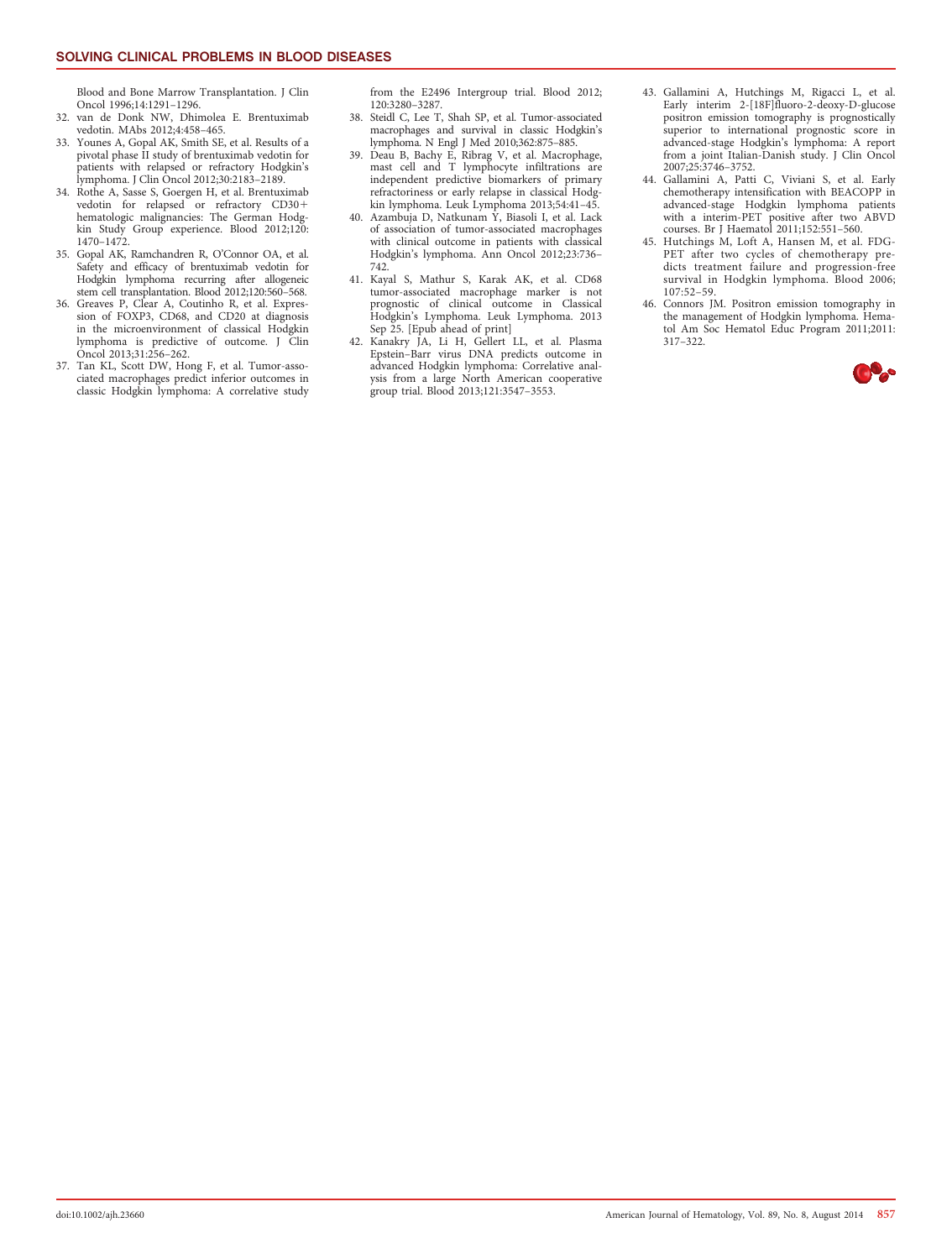Blood and Bone Marrow Transplantation. J Clin Oncol 1996;14:1291–1296.

32. van de Donk NW, Dhimolea E. Brentuximab vedotin. MAbs 2012;4:458–465.
33. Younes A, Gopal AK, Smith SE, et al. Results of a pivotal phase II study of brentuximab vedotin for patients with relapsed or refractory Hodgkin's lymphoma. J Clin Oncol 2012;30:2183–2189.
34. Rothe A, Sasse S, Goergen H, et al. Brentuximab vedotin for relapsed or refractory CD30+ hematologic malignancies: The German Hodgkin Study Group experience. Blood 2012;120: 1470–1472.
35. Gopal AK, Ramchandren R, O'Connor OA, et al. Safety and efficacy of brentuximab vedotin for Hodgkin lymphoma recurring after allogeneic stem cell transplantation. Blood 2012;120:560–568.
36. Greaves P, Clear A, Coutinho R, et al. Expression of FOXP3, CD68, and CD20 at diagnosis in the microenvironment of classical Hodgkin lymphoma is predictive of outcome. J Clin Oncol 2013;31:256–262.
37. Tan KL, Scott DW, Hong F, et al. Tumor-associated macrophages predict inferior outcomes in classic Hodgkin lymphoma: A correlative study from the E2496 Intergroup trial. Blood 2012; 120:3280–3287.
38. Steidl C, Lee T, Shah SP, et al. Tumor-associated macrophages and survival in classic Hodgkin's lymphoma. N Engl J Med 2010;362:875–885.
39. Deau B, Bachy E, Ribrag V, et al. Macrophage, mast cell and T lymphocyte infiltrations are independent predictive biomarkers of primary refractoriness or early relapse in classical Hodgkin lymphoma. Leuk Lymphoma 2013;54:41–45.
40. Azambuja D, Natkunam Y, Biasoli I, et al. Lack of association of tumor-associated macrophages with clinical outcome in patients with classical Hodgkin's lymphoma. Ann Oncol 2012;23:736–742.
41. Kayal S, Mathur S, Karak AK, et al. CD68 tumor-associated macrophage marker is not prognostic of clinical outcome in Classical Hodgkin's Lymphoma. Leuk Lymphoma. 2013 Sep 25. [Epub ahead of print]
42. Kanakry JA, Li H, Gellert LL, et al. Plasma Epstein–Barr virus DNA predicts outcome in advanced Hodgkin lymphoma: Correlative analysis from a large North American cooperative group trial. Blood 2013;121:3547–3553.
43. Gallamini A, Hutchings M, Rigacci L, et al. Early interim 2-[18F]fluoro-2-deoxy-D-glucose positron emission tomography is prognostically superior to international prognostic score in advanced-stage Hodgkin's lymphoma: A report from a joint Italian-Danish study. J Clin Oncol 2007;25:3746–3752.
44. Gallamini A, Patti C, Viviani S, et al. Early chemotherapy intensification with BEACOPP in advanced-stage Hodgkin lymphoma patients with a interim-PET positive after two ABVD courses. Br J Haematol 2011;152:551–560.
45. Hutchings M, Loft A, Hansen M, et al. FDG-PET after two cycles of chemotherapy predicts treatment failure and progression-free survival in Hodgkin lymphoma. Blood 2006; 107:52–59.
46. Connors JM. Positron emission tomography in the management of Hodgkin lymphoma. Hematol Am Soc Hematol Educ Program 2011;2011: 317–322.